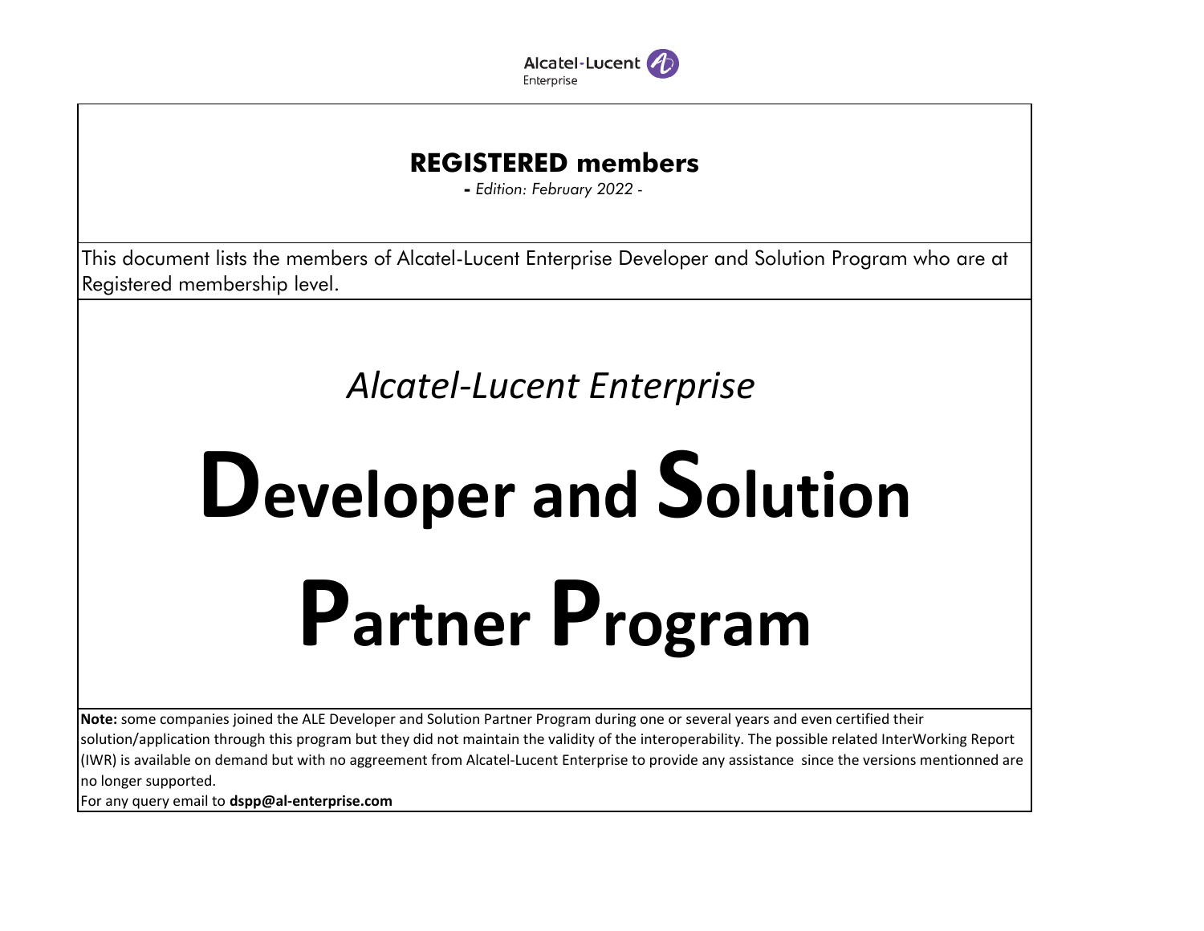Alcatel·Lucent Enterprise

# REGISTERED members

*- Edition: February 2022 -*

This document lists the members of Alcatel-Lucent Enterprise Developer and Solution Program who are at Registered membership level.

*Alcatel-Lucent Enterprise*

# Developer and Solution Partner Program

**Note:** some companies joined the ALE Developer and Solution Partner Program during one or several years and even certified their solution/application through this program but they did not maintain the validity of the interoperability. The possible related InterWorking Report (IWR) is available on demand but with no aggreement from Alcatel-Lucent Enterprise to provide any assistance since the versions mentionned are no longer supported.

For any query email to **dspp@al-enterprise.com**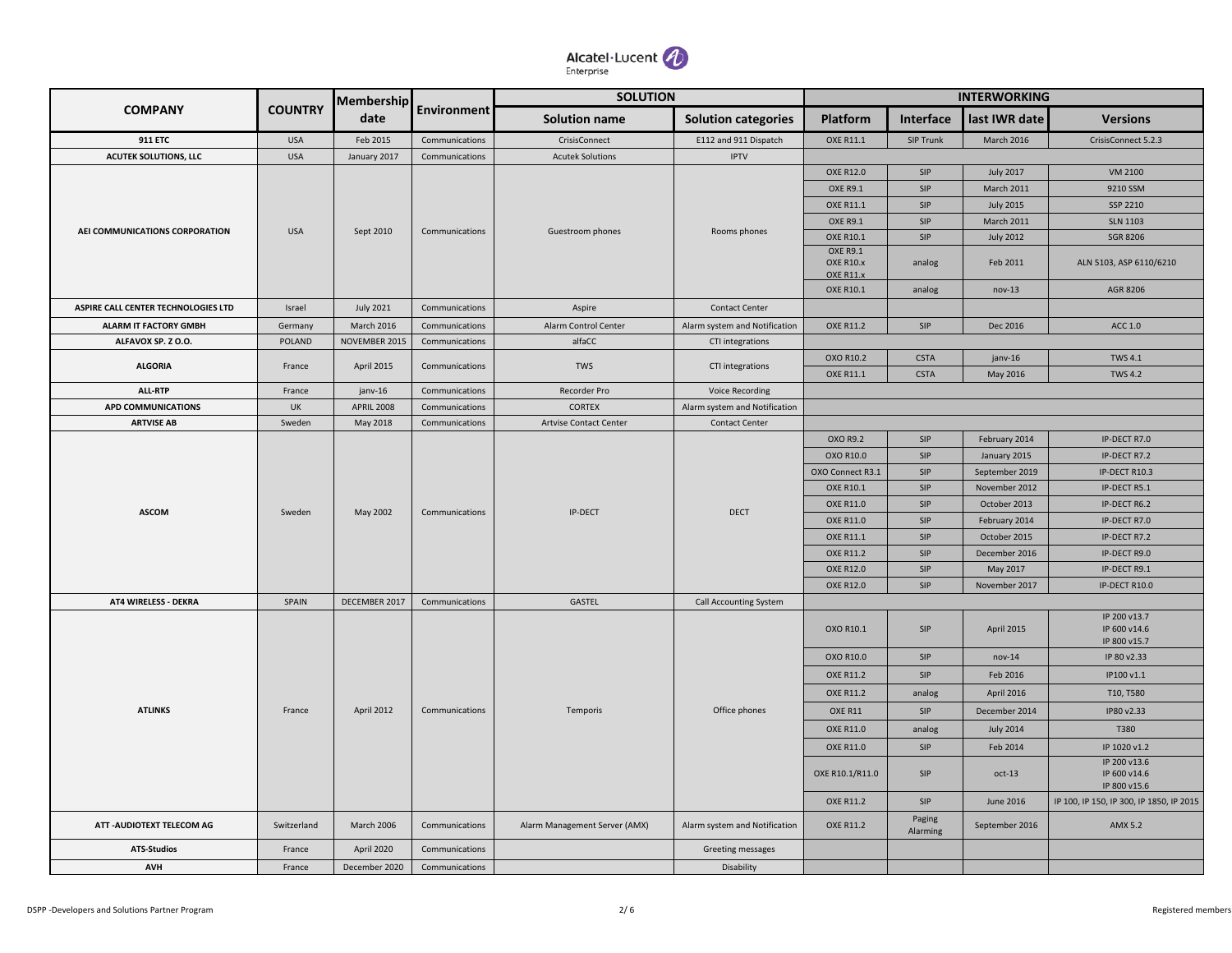| COMPANY | COUNTRY | Membership date | Environment | SOLUTION | | INTERWORKING | | | |
|---|---|---|---|---|---|---|---|---|---|
| | | | | Solution name | Solution categories | Platform | Interface | last IWR date | Versions |
| 911 ETC | USA | Feb 2015 | Communications | CrisisConnect | E112 and 911 Dispatch | OXE R11.1 | SIP Trunk | March 2016 | CrisisConnect 5.2.3 |
| ACUTEK SOLUTIONS, LLC | USA | January 2017 | Communications | Acutek Solutions | IPTV | | | | |
| AEI COMMUNICATIONS CORPORATION | USA | Sept 2010 | Communications | Guestroom phones | Rooms phones | OXE R12.0 | SIP | July 2017 | VM 2100 |
| | | | | | | OXE R9.1 | SIP | March 2011 | 9210 SSM |
| | | | | | | OXE R11.1 | SIP | July 2015 | SSP 2210 |
| | | | | | | OXE R9.1 | SIP | March 2011 | SLN 1103 |
| | | | | | | OXE R10.1 | SIP | July 2012 | SGR 8206 |
| | | | | | | OXE R9.1<br>OXE R10.x<br>OXE R11.x | analog | Feb 2011 | ALN 5103, ASP 6110/6210 |
| | | | | | | OXE R10.1 | analog | nov-13 | AGR 8206 |
| ASPIRE CALL CENTER TECHNOLOGIES LTD | Israel | July 2021 | Communications | Aspire | Contact Center | | | | |
| ALARM IT FACTORY GMBH | Germany | March 2016 | Communications | Alarm Control Center | Alarm system and Notification | OXE R11.2 | SIP | Dec 2016 | ACC 1.0 |
| ALFAVOX SP. Z O.O. | POLAND | NOVEMBER 2015 | Communications | alfaCC | CTI integrations | | | | |
| ALGORIA | France | April 2015 | Communications | TWS | CTI integrations | OXO R10.2 | CSTA | janv-16 | TWS 4.1 |
| | | | | | | OXE R11.1 | CSTA | May 2016 | TWS 4.2 |
| ALL-RTP | France | janv-16 | Communications | Recorder Pro | Voice Recording | | | | |
| APD COMMUNICATIONS | UK | APRIL 2008 | Communications | CORTEX | Alarm system and Notification | | | | |
| ARTVISE AB | Sweden | May 2018 | Communications | Artvise Contact Center | Contact Center | | | | |
| ASCOM | Sweden | May 2002 | Communications | IP-DECT | DECT | OXO R9.2 | SIP | February 2014 | IP-DECT R7.0 |
| | | | | | | OXO R10.0 | SIP | January 2015 | IP-DECT R7.2 |
| | | | | | | OXO Connect R3.1 | SIP | September 2019 | IP-DECT R10.3 |
| | | | | | | OXE R10.1 | SIP | November 2012 | IP-DECT R5.1 |
| | | | | | | OXE R11.0 | SIP | October 2013 | IP-DECT R6.2 |
| | | | | | | OXE R11.0 | SIP | February 2014 | IP-DECT R7.0 |
| | | | | | | OXE R11.1 | SIP | October 2015 | IP-DECT R7.2 |
| | | | | | | OXE R11.2 | SIP | December 2016 | IP-DECT R9.0 |
| | | | | | | OXE R12.0 | SIP | May 2017 | IP-DECT R9.1 |
| | | | | | | OXE R12.0 | SIP | November 2017 | IP-DECT R10.0 |
| AT4 WIRELESS - DEKRA | SPAIN | DECEMBER 2017 | Communications | GASTEL | Call Accounting System | | | | |
| ATLINKS | France | April 2012 | Communications | Temporis | Office phones | OXO R10.1 | SIP | April 2015 | IP 200 v13.7<br>IP 600 v14.6<br>IP 800 v15.7 |
| | | | | | | OXO R10.0 | SIP | nov-14 | IP 80 v2.33 |
| | | | | | | OXE R11.2 | SIP | Feb 2016 | IP100 v1.1 |
| | | | | | | OXE R11.2 | analog | April 2016 | T10, T580 |
| | | | | | | OXE R11 | SIP | December 2014 | IP80 v2.33 |
| | | | | | | OXE R11.0 | analog | July 2014 | T380 |
| | | | | | | OXE R11.0 | SIP | Feb 2014 | IP 1020 v1.2 |
| | | | | | | OXE R10.1/R11.0 | SIP | oct-13 | IP 200 v13.6<br>IP 600 v14.6<br>IP 800 v15.6 |
| | | | | | | OXE R11.2 | SIP | June 2016 | IP 100, IP 150, IP 300, IP 1850, IP 2015 |
| ATT -AUDIOTEXT TELECOM AG | Switzerland | March 2006 | Communications | Alarm Management Server (AMX) | Alarm system and Notification | OXE R11.2 | Paging Alarming | September 2016 | AMX 5.2 |
| ATS-Studios | France | April 2020 | Communications | | Greeting messages | | | | |
| AVH | France | December 2020 | Communications | | Disability | | | | |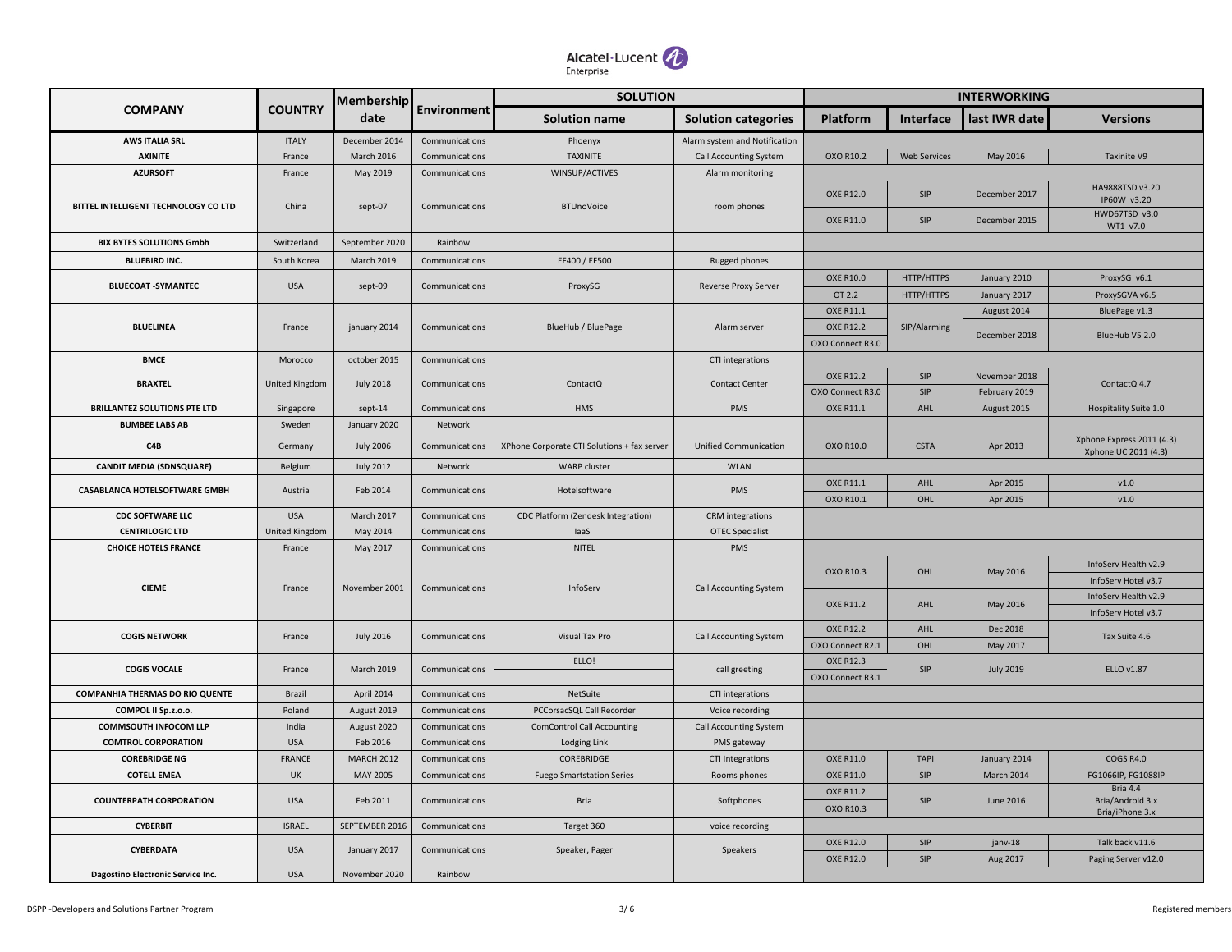| COMPANY | COUNTRY | Membership date | Environment | SOLUTION | | INTERWORKING | | | |
|---|---|---|---|---|---|---|---|---|---|
| | | | | Solution name | Solution categories | Platform | Interface | last IWR date | Versions |
| AWS ITALIA SRL | ITALY | December 2014 | Communications | Phoenyx | Alarm system and Notification | | | | |
| AXINITE | France | March 2016 | Communications | TAXINITE | Call Accounting System | OXO R10.2 | Web Services | May 2016 | Taxinite V9 |
| AZURSOFT | France | May 2019 | Communications | WINSUP/ACTIVES | Alarm monitoring | | | | |
| BITTEL INTELLIGENT TECHNOLOGY CO LTD | China | sept-07 | Communications | BTUnoVoice | room phones | OXE R12.0 | SIP | December 2017 | HA9888TSD v3.20 IP60W v3.20 |
| | | | | | | OXE R11.0 | SIP | December 2015 | HWD67TSD v3.0 WT1 v7.0 |
| BIX BYTES SOLUTIONS Gmbh | Switzerland | September 2020 | Rainbow | | | | | | |
| BLUEBIRD INC. | South Korea | March 2019 | Communications | EF400 / EF500 | Rugged phones | | | | |
| BLUECOAT -SYMANTEC | USA | sept-09 | Communications | ProxySG | Reverse Proxy Server | OXE R10.0 | HTTP/HTTPS | January 2010 | ProxySG v6.1 |
| | | | | | | OT 2.2 | HTTP/HTTPS | January 2017 | ProxySGVA v6.5 |
| BLUELINEA | France | january 2014 | Communications | BlueHub / BluePage | Alarm server | OXE R11.1 | SIP/Alarming | August 2014 | BluePage v1.3 |
| | | | | | | OXE R12.2 | | December 2018 | BlueHub V5 2.0 |
| | | | | | | OXO Connect R3.0 | | | |
| BMCE | Morocco | october 2015 | Communications | | CTI integrations | | | | |
| BRAXTEL | United Kingdom | July 2018 | Communications | ContactQ | Contact Center | OXE R12.2 | SIP | November 2018 | ContactQ 4.7 |
| | | | | | | OXO Connect R3.0 | SIP | February 2019 | |
| BRILLANTEZ SOLUTIONS PTE LTD | Singapore | sept-14 | Communications | HMS | PMS | OXE R11.1 | AHL | August 2015 | Hospitality Suite 1.0 |
| BUMBEE LABS AB | Sweden | January 2020 | Network | | | | | | |
| C4B | Germany | July 2006 | Communications | XPhone Corporate CTI Solutions + fax server | Unified Communication | OXO R10.0 | CSTA | Apr 2013 | Xphone Express 2011 (4.3) Xphone UC 2011 (4.3) |
| CANDIT MEDIA (SDNSQUARE) | Belgium | July 2012 | Network | WARP cluster | WLAN | | | | |
| CASABLANCA HOTELSOFTWARE GMBH | Austria | Feb 2014 | Communications | Hotelsoftware | PMS | OXE R11.1 | AHL | Apr 2015 | v1.0 |
| | | | | | | OXO R10.1 | OHL | Apr 2015 | v1.0 |
| CDC SOFTWARE LLC | USA | March 2017 | Communications | CDC Platform (Zendesk Integration) | CRM integrations | | | | |
| CENTRILOGIC LTD | United Kingdom | May 2014 | Communications | IaaS | OTEC Specialist | | | | |
| CHOICE HOTELS FRANCE | France | May 2017 | Communications | NITEL | PMS | | | | |
| CIEME | France | November 2001 | Communications | InfoServ | Call Accounting System | OXO R10.3 | OHL | May 2016 | InfoServ Health v2.9 |
| | | | | | | | | | InfoServ Hotel v3.7 |
| | | | | | | OXE R11.2 | AHL | May 2016 | InfoServ Health v2.9 |
| | | | | | | | | | InfoServ Hotel v3.7 |
| COGIS NETWORK | France | July 2016 | Communications | Visual Tax Pro | Call Accounting System | OXE R12.2 | AHL | Dec 2018 | Tax Suite 4.6 |
| | | | | | | OXO Connect R2.1 | OHL | May 2017 | |
| COGIS VOCALE | France | March 2019 | Communications | ELLO! | call greeting | OXE R12.3 | SIP | July 2019 | ELLO v1.87 |
| | | | | | | OXO Connect R3.1 | | | |
| COMPANHIA THERMAS DO RIO QUENTE | Brazil | April 2014 | Communications | NetSuite | CTI integrations | | | | |
| COMPOL II Sp.z.o.o. | Poland | August 2019 | Communications | PCCorsacSQL Call Recorder | Voice recording | | | | |
| COMMSOUTH INFOCOM LLP | India | August 2020 | Communications | ComControl Call Accounting | Call Accounting System | | | | |
| COMTROL CORPORATION | USA | Feb 2016 | Communications | Lodging Link | PMS gateway | | | | |
| COREBRIDGE NG | FRANCE | MARCH 2012 | Communications | COREBRIDGE | CTI Integrations | OXE R11.0 | TAPI | January 2014 | COGS R4.0 |
| COTELL EMEA | UK | MAY 2005 | Communications | Fuego Smartstation Series | Rooms phones | OXE R11.0 | SIP | March 2014 | FG1066IP, FG1088IP |
| COUNTERPATH CORPORATION | USA | Feb 2011 | Communications | Bria | Softphones | OXE R11.2 | SIP | June 2016 | Bria 4.4 Bria/Android 3.x Bria/iPhone 3.x |
| | | | | | | OXO R10.3 | | | |
| CYBERBIT | ISRAEL | SEPTEMBER 2016 | Communications | Target 360 | voice recording | | | | |
| CYBERDATA | USA | January 2017 | Communications | Speaker, Pager | Speakers | OXE R12.0 | SIP | janv-18 | Talk back v11.6 |
| | | | | | | OXE R12.0 | SIP | Aug 2017 | Paging Server v12.0 |
| Dagostino Electronic Service Inc. | USA | November 2020 | Rainbow | | | | | | |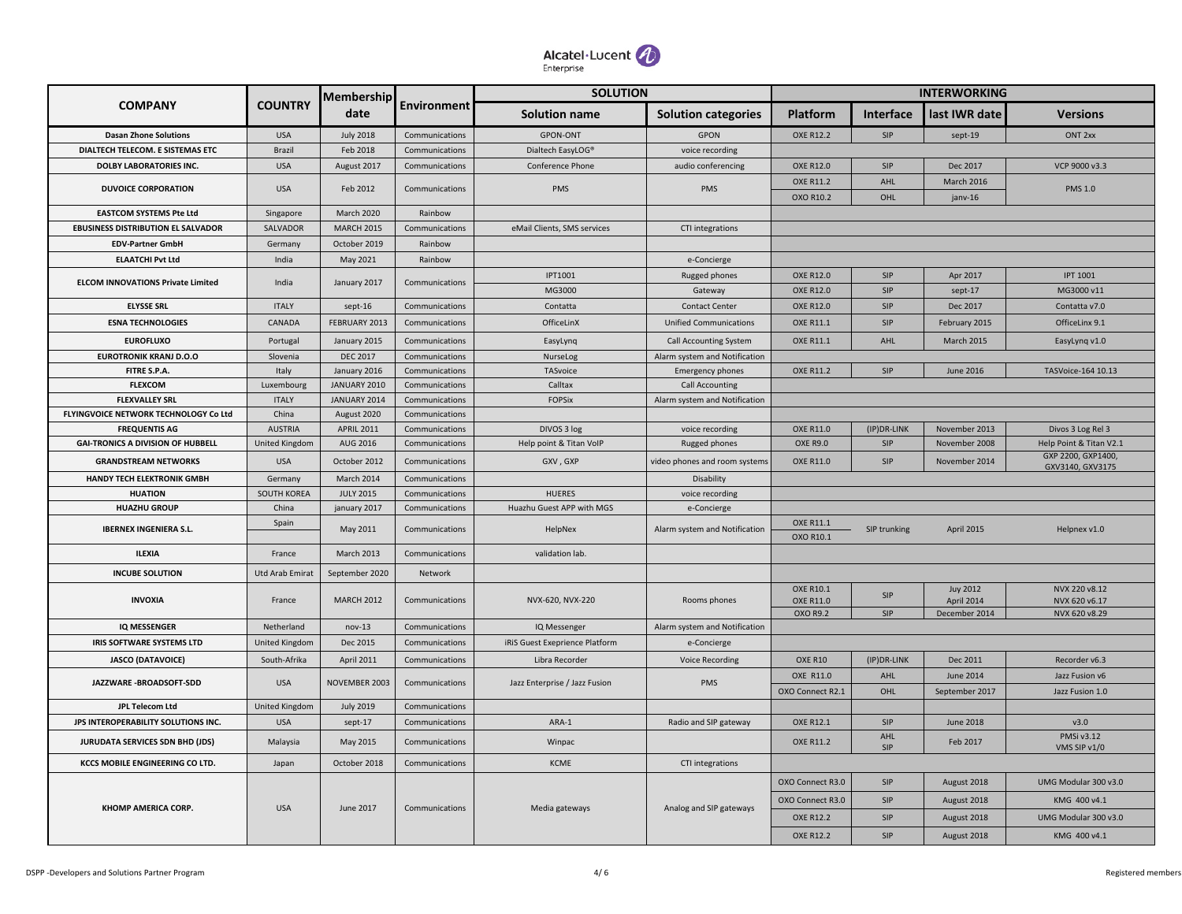| COMPANY | COUNTRY | Membership date | Environment | SOLUTION | | INTERWORKING | | | |
|---|---|---|---|---|---|---|---|---|---|
| | | | | Solution name | Solution categories | Platform | Interface | last IWR date | Versions |
| Dasan Zhone Solutions | USA | July 2018 | Communications | GPON-ONT | GPON | OXE R12.2 | SIP | sept-19 | ONT 2xx |
| DIALTECH TELECOM. E SISTEMAS ETC | Brazil | Feb 2018 | Communications | Dialtech EasyLOG® | voice recording | | | | |
| DOLBY LABORATORIES INC. | USA | August 2017 | Communications | Conference Phone | audio conferencing | OXE R12.0 | SIP | Dec 2017 | VCP 9000 v3.3 |
| DUVOICE CORPORATION | USA | Feb 2012 | Communications | PMS | PMS | OXE R11.2 | AHL | March 2016 | PMS 1.0 |
| | | | | | | OXO R10.2 | OHL | janv-16 | |
| EASTCOM SYSTEMS Pte Ltd | Singapore | March 2020 | Rainbow | | | | | | |
| EBUSINESS DISTRIBUTION EL SALVADOR | SALVADOR | MARCH 2015 | Communications | eMail Clients, SMS services | CTI integrations | | | | |
| EDV-Partner GmbH | Germany | October 2019 | Rainbow | | | | | | |
| ELAATCHI Pvt Ltd | India | May 2021 | Rainbow | | e-Concierge | | | | |
| ELCOM INNOVATIONS Private Limited | India | January 2017 | Communications | IPT1001 | Rugged phones | OXE R12.0 | SIP | Apr 2017 | IPT 1001 |
| | | | | MG3000 | Gateway | OXE R12.0 | SIP | sept-17 | MG3000 v11 |
| ELYSSE SRL | ITALY | sept-16 | Communications | Contatta | Contact Center | OXE R12.0 | SIP | Dec 2017 | Contatta v7.0 |
| ESNA TECHNOLOGIES | CANADA | FEBRUARY 2013 | Communications | OfficeLinX | Unified Communications | OXE R11.1 | SIP | February 2015 | OfficeLinx 9.1 |
| EUROFLUXO | Portugal | January 2015 | Communications | EasyLynq | Call Accounting System | OXE R11.1 | AHL | March 2015 | EasyLynq v1.0 |
| EUROTRONIK KRANJ D.O.O | Slovenia | DEC 2017 | Communications | NurseLog | Alarm system and Notification | | | | |
| FITRE S.P.A. | Italy | January 2016 | Communications | TASvoice | Emergency phones | OXE R11.2 | SIP | June 2016 | TASVoice-164 10.13 |
| FLEXCOM | Luxembourg | JANUARY 2010 | Communications | Calltax | Call Accounting | | | | |
| FLEXVALLEY SRL | ITALY | JANUARY 2014 | Communications | FOPSix | Alarm system and Notification | | | | |
| FLYINGVOICE NETWORK TECHNOLOGY Co Ltd | China | August 2020 | Communications | | | | | | |
| FREQUENTIS AG | AUSTRIA | APRIL 2011 | Communications | DIVOS 3 log | voice recording | OXE R11.0 | (IP)DR-LINK | November 2013 | Divos 3 Log Rel 3 |
| GAI-TRONICS A DIVISION OF HUBBELL | United Kingdom | AUG 2016 | Communications | Help point & Titan VoIP | Rugged phones | OXE R9.0 | SIP | November 2008 | Help Point & Titan V2.1 |
| GRANDSTREAM NETWORKS | USA | October 2012 | Communications | GXV , GXP | video phones and room systems | OXE R11.0 | SIP | November 2014 | GXP 2200, GXP1400, GXV3140, GXV3175 |
| HANDY TECH ELEKTRONIK GMBH | Germany | March 2014 | Communications | | Disability | | | | |
| HUATION | SOUTH KOREA | JULY 2015 | Communications | HUERES | voice recording | | | | |
| HUAZHU GROUP | China | january 2017 | Communications | Huazhu Guest APP with MGS | e-Concierge | | | | |
| IBERNEX INGENIERA S.L. | Spain | May 2011 | Communications | HelpNex | Alarm system and Notification | OXE R11.1 | SIP trunking | April 2015 | Helpnex v1.0 |
| | | | | | | OXO R10.1 | | | |
| ILEXIA | France | March 2013 | Communications | validation lab. | | | | | |
| INCUBE SOLUTION | Utd Arab Emirat | September 2020 | Network | | | | | | |
| INVOXIA | France | MARCH 2012 | Communications | NVX-620, NVX-220 | Rooms phones | OXE R10.1<br>OXE R11.0 | SIP | Juy 2012<br>April 2014 | NVX 220 v8.12<br>NVX 620 v6.17 |
| | | | | | | OXO R9.2 | SIP | December 2014 | NVX 620 v8.29 |
| IQ MESSENGER | Netherland | nov-13 | Communications | IQ Messenger | Alarm system and Notification | | | | |
| IRIS SOFTWARE SYSTEMS LTD | United Kingdom | Dec 2015 | Communications | iRiS Guest Exeprience Platform | e-Concierge | | | | |
| JASCO (DATAVOICE) | South-Afrika | April 2011 | Communications | Libra Recorder | Voice Recording | OXE R10 | (IP)DR-LINK | Dec 2011 | Recorder v6.3 |
| JAZZWARE -BROADSOFT-SDD | USA | NOVEMBER 2003 | Communications | Jazz Enterprise / Jazz Fusion | PMS | OXE R11.0 | AHL | June 2014 | Jazz Fusion v6 |
| | | | | | | OXO Connect R2.1 | OHL | September 2017 | Jazz Fusion 1.0 |
| JPL Telecom Ltd | United Kingdom | July 2019 | Communications | | | | | | |
| JPS INTEROPERABILITY SOLUTIONS INC. | USA | sept-17 | Communications | ARA-1 | Radio and SIP gateway | OXE R12.1 | SIP | June 2018 | v3.0 |
| JURUDATA SERVICES SDN BHD (JDS) | Malaysia | May 2015 | Communications | Winpac | | OXE R11.2 | AHL<br>SIP | Feb 2017 | PMSi v3.12<br>VMS SIP v1/0 |
| KCCS MOBILE ENGINEERING CO LTD. | Japan | October 2018 | Communications | KCME | CTI integrations | | | | |
| KHOMP AMERICA CORP. | USA | June 2017 | Communications | Media gateways | Analog and SIP gateways | OXO Connect R3.0 | SIP | August 2018 | UMG Modular 300 v3.0 |
| | | | | | | OXO Connect R3.0 | SIP | August 2018 | KMG 400 v4.1 |
| | | | | | | OXE R12.2 | SIP | August 2018 | UMG Modular 300 v3.0 |
| | | | | | | OXE R12.2 | SIP | August 2018 | KMG 400 v4.1 |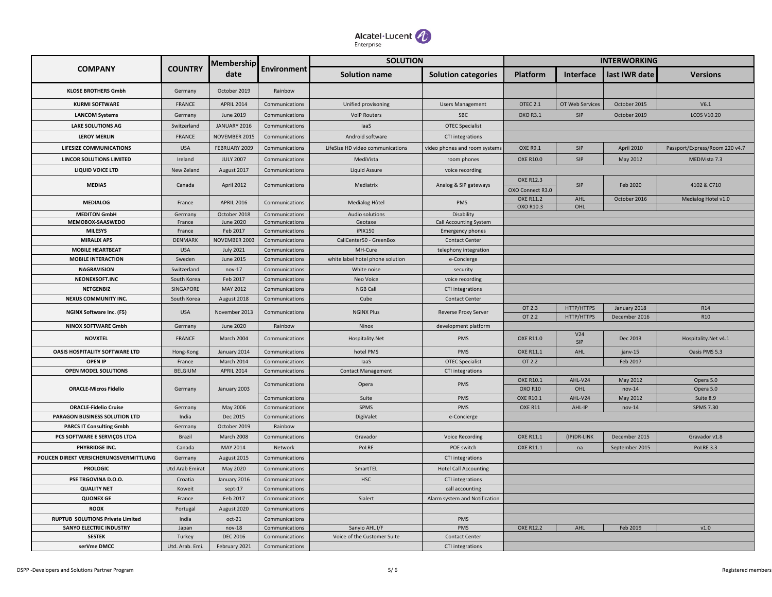| COMPANY | COUNTRY | Membership date | Environment | SOLUTION | | INTERWORKING | | | |
|---|---|---|---|---|---|---|---|---|---|
| | | | | Solution name | Solution categories | Platform | Interface | last IWR date | Versions |
| KLOSE BROTHERS Gmbh | Germany | October 2019 | Rainbow | | | | | | |
| KURMI SOFTWARE | FRANCE | APRIL 2014 | Communications | Unified provisoning | Users Management | OTEC 2.1 | OT Web Services | October 2015 | V6.1 |
| LANCOM Systems | Germany | June 2019 | Communications | VoIP Routers | SBC | OXO R3.1 | SIP | October 2019 | LCOS V10.20 |
| LAKE SOLUTIONS AG | Switzerland | JANUARY 2016 | Communications | IaaS | OTEC Specialist | | | | |
| LEROY MERLIN | FRANCE | NOVEMBER 2015 | Communications | Android software | CTI integrations | | | | |
| LIFESIZE COMMUNICATIONS | USA | FEBRUARY 2009 | Communications | LifeSize HD video communications | video phones and room systems | OXE R9.1 | SIP | April 2010 | Passport/Express/Room 220 v4.7 |
| LINCOR SOLUTIONS LIMITED | Ireland | JULY 2007 | Communications | MediVista | room phones | OXE R10.0 | SIP | May 2012 | MEDIVista 7.3 |
| LIQUID VOICE LTD | New Zeland | August 2017 | Communications | Liquid Assure | voice recording | | | | |
| MEDIA5 | Canada | April 2012 | Communications | Mediatrix | Analog & SIP gateways | OXE R12.3<br>OXO Connect R3.0 | SIP | Feb 2020 | 4102 & C710 |
| MEDIALOG | France | APRIL 2016 | Communications | Medialog Hôtel | PMS | OXE R11.2 | AHL | October 2016 | Medialog Hotel v1.0 |
| | | | | | | OXO R10.3 | OHL | | |
| MEDITON GmbH | Germany | October 2018 | Communications | Audio solutions | Disability | | | | |
| MEMOBOX-SAASWEDO | France | June 2020 | Communications | Geotaxe | Call Accounting System | | | | |
| MILESYS | France | Feb 2017 | Communications | iPIX150 | Emergency phones | | | | |
| MIRALIX APS | DENMARK | NOVEMBER 2003 | Communications | CallCenter50 - GreenBox | Contact Center | | | | |
| MOBILE HEARTBEAT | USA | July 2021 | Communications | MH-Cure | telephony integration | | | | |
| MOBILE INTERACTION | Sweden | June 2015 | Communications | white label hotel phone solution | e-Concierge | | | | |
| NAGRAVISION | Switzerland | nov-17 | Communications | White noise | security | | | | |
| NEONEXSOFT.INC | South Korea | Feb 2017 | Communications | Neo Voice | voice recording | | | | |
| NETGENBIZ | SINGAPORE | MAY 2012 | Communications | NGB Call | CTI integrations | | | | |
| NEXUS COMMUNITY INC. | South Korea | August 2018 | Communications | Cube | Contact Center | | | | |
| NGINX Software Inc. (F5) | USA | November 2013 | Communications | NGINX Plus | Reverse Proxy Server | OT 2.3 | HTTP/HTTPS | January 2018 | R14 |
| | | | | | | OT 2.2 | HTTP/HTTPS | December 2016 | R10 |
| NINOX SOFTWARE Gmbh | Germany | June 2020 | Rainbow | Ninox | development platform | | | | |
| NOVXTEL | FRANCE | March 2004 | Communications | Hospitality.Net | PMS | OXE R11.0 | V24<br>SIP | Dec 2013 | Hospitality.Net v4.1 |
| OASIS HOSPITALITY SOFTWARE LTD | Hong-Kong | January 2014 | Communications | hotel PMS | PMS | OXE R11.1 | AHL | janv-15 | Oasis PMS 5.3 |
| OPEN IP | France | March 2014 | Communications | IaaS | OTEC Specialist | OT 2.2 | | Feb 2017 | |
| OPEN MODEL SOLUTIONS | BELGIUM | APRIL 2014 | Communications | Contact Management | CTI integrations | | | | |
| ORACLE-Micros Fidelio | Germany | January 2003 | Communications | Opera | PMS | OXE R10.1 | AHL-V24 | May 2012 | Opera 5.0 |
| | | | | | | OXO R10 | OHL | nov-14 | Opera 5.0 |
| | | | Communications | Suite | PMS | OXE R10.1 | AHL-V24 | May 2012 | Suite 8.9 |
| ORACLE-Fidelio Cruise | Germany | May 2006 | Communications | SPMS | PMS | OXE R11 | AHL-IP | nov-14 | SPMS 7.30 |
| PARAGON BUSINESS SOLUTION LTD | India | Dec 2015 | Communications | DigiValet | e-Concierge | | | | |
| PARCS IT Consulting Gmbh | Germany | October 2019 | Rainbow | | | | | | |
| PCS SOFTWARE E SERVIÇOS LTDA | Brazil | March 2008 | Communications | Gravador | Voice Recording | OXE R11.1 | (IP)DR-LINK | December 2015 | Gravador v1.8 |
| PHYBRIDGE INC. | Canada | MAY 2014 | Network | PoLRE | POE switch | OXE R11.1 | na | September 2015 | PoLRE 3.3 |
| POLICEN DIREKT VERSICHERUNGSVERMITTLUNG | Germany | August 2015 | Communications | | CTI integrations | | | | |
| PROLOGIC | Utd Arab Emirat | May 2020 | Communications | SmartTEL | Hotel Call Accounting | | | | |
| PSE TRGOVINA D.O.O. | Croatia | January 2016 | Communications | HSC | CTI integrations | | | | |
| QUALITY NET | Koweit | sept-17 | Communications | | call accounting | | | | |
| QUONEX GE | France | Feb 2017 | Communications | Sialert | Alarm system and Notification | | | | |
| ROOX | Portugal | August 2020 | Communications | | | | | | |
| RUPTUB SOLUTIONS Private Limited | India | oct-21 | Communications | | PMS | | | | |
| SANYO ELECTRIC INDUSTRY | Japan | nov-18 | Communications | Sanyio AHL I/F | PMS | OXE R12.2 | AHL | Feb 2019 | v1.0 |
| SESTEK | Turkey | DEC 2016 | Communications | Voice of the Customer Suite | Contact Center | | | | |
| serVme DMCC | Utd. Arab. Emi. | February 2021 | Communications | | CTI integrations | | | | |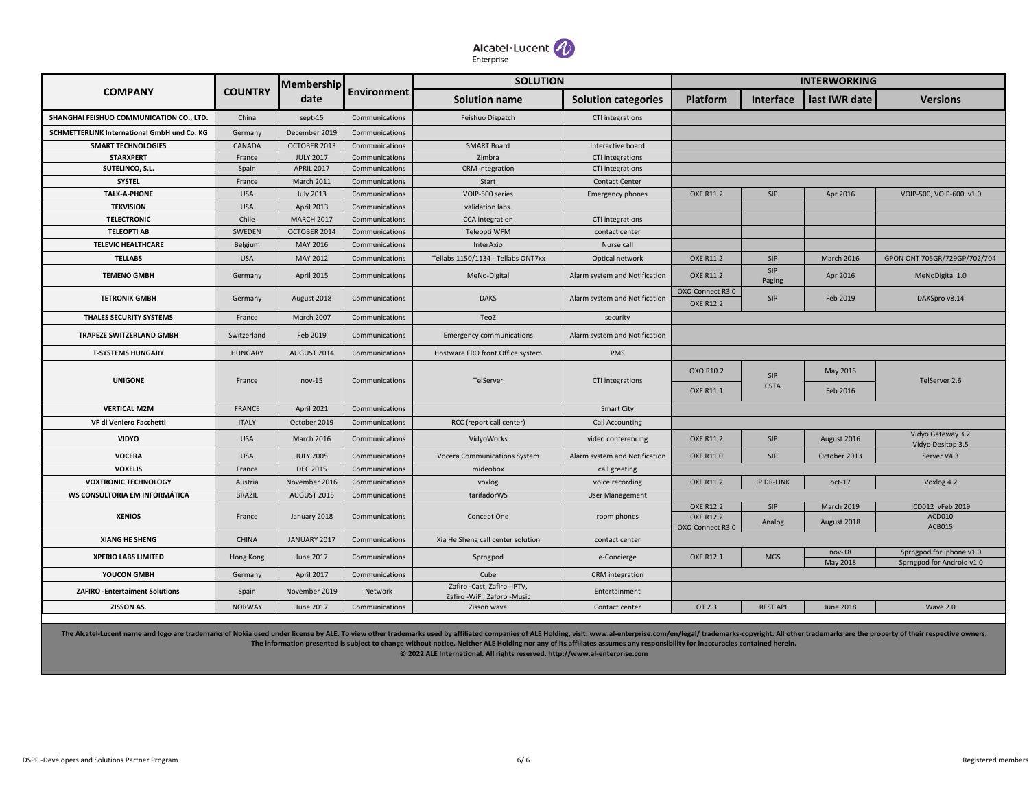| COMPANY | COUNTRY | Membership date | Environment | SOLUTION | | INTERWORKING | | | |
|---|---|---|---|---|---|---|---|---|---|
| | | | | Solution name | Solution categories | Platform | Interface | last IWR date | Versions |
| SHANGHAI FEISHUO COMMUNICATION CO., LTD. | China | sept-15 | Communications | Feishuo Dispatch | CTI integrations | | | | |
| SCHMETTERLINK International GmbH und Co. KG | Germany | December 2019 | Communications | | | | | | |
| SMART TECHNOLOGIES | CANADA | OCTOBER 2013 | Communications | SMART Board | Interactive board | | | | |
| STARXPERT | France | JULY 2017 | Communications | Zimbra | CTI integrations | | | | |
| SUTELINCO, S.L. | Spain | APRIL 2017 | Communications | CRM integration | CTI integrations | | | | |
| SYSTEL | France | March 2011 | Communications | Start | Contact Center | | | | |
| TALK-A-PHONE | USA | July 2013 | Communications | VOIP-500 series | Emergency phones | OXE R11.2 | SIP | Apr 2016 | VOIP-500, VOIP-600 v1.0 |
| TEKVISION | USA | April 2013 | Communications | validation labs. | | | | | |
| TELECTRONIC | Chile | MARCH 2017 | Communications | CCA integration | CTI integrations | | | | |
| TELEOPTI AB | SWEDEN | OCTOBER 2014 | Communications | Teleopti WFM | contact center | | | | |
| TELEVIC HEALTHCARE | Belgium | MAY 2016 | Communications | InterAxio | Nurse call | | | | |
| TELLABS | USA | MAY 2012 | Communications | Tellabs 1150/1134 - Tellabs ONT7xx | Optical network | OXE R11.2 | SIP | March 2016 | GPON ONT 705GR/729GP/702/704 |
| TEMENO GMBH | Germany | April 2015 | Communications | MeNo-Digital | Alarm system and Notification | OXE R11.2 | SIP Paging | Apr 2016 | MeNoDigital 1.0 |
| TETRONIK GMBH | Germany | August 2018 | Communications | DAKS | Alarm system and Notification | OXO Connect R3.0<br>OXE R12.2 | SIP | Feb 2019 | DAKSpro v8.14 |
| THALES SECURITY SYSTEMS | France | March 2007 | Communications | TeoZ | security | | | | |
| TRAPEZE SWITZERLAND GMBH | Switzerland | Feb 2019 | Communications | Emergency communications | Alarm system and Notification | | | | |
| T-SYSTEMS HUNGARY | HUNGARY | AUGUST 2014 | Communications | Hostware FRO front Office system | PMS | | | | |
| UNIGONE | France | nov-15 | Communications | TelServer | CTI integrations | OXO R10.2<br>OXE R11.1 | SIP<br>CSTA | May 2016<br>Feb 2016 | TelServer 2.6 |
| VERTICAL M2M | FRANCE | April 2021 | Communications | | Smart City | | | | |
| VF di Veniero Facchetti | ITALY | October 2019 | Communications | RCC (report call center) | Call Accounting | | | | |
| VIDYO | USA | March 2016 | Communications | VidyoWorks | video conferencing | OXE R11.2 | SIP | August 2016 | Vidyo Gateway 3.2<br>Vidyo Desltop 3.5 |
| VOCERA | USA | JULY 2005 | Communications | Vocera Communications System | Alarm system and Notification | OXE R11.0 | SIP | October 2013 | Server V4.3 |
| VOXELIS | France | DEC 2015 | Communications | mideobox | call greeting | | | | |
| VOXTRONIC TECHNOLOGY | Austria | November 2016 | Communications | voxlog | voice recording | OXE R11.2 | IP DR-LINK | oct-17 | Voxlog 4.2 |
| WS CONSULTORIA EM INFORMÁTICA | BRAZIL | AUGUST 2015 | Communications | tarifadorWS | User Management | | | | |
| XENIOS | France | January 2018 | Communications | Concept One | room phones | OXE R12.2<br>OXE R12.2<br>OXO Connect R3.0 | SIP<br>Analog | March 2019<br>August 2018 | ICD012 vFeb 2019<br>ACD010<br>ACB015 |
| XIANG HE SHENG | CHINA | JANUARY 2017 | Communications | Xia He Sheng call center solution | contact center | | | | |
| XPERIO LABS LIMITED | Hong Kong | June 2017 | Communications | Sprngpod | e-Concierge | OXE R12.1 | MGS | nov-18<br>May 2018 | Sprngpod for iphone v1.0<br>Sprngpod for Android v1.0 |
| YOUCON GMBH | Germany | April 2017 | Communications | Cube | CRM integration | | | | |
| ZAFIRO -Entertaiment Solutions | Spain | November 2019 | Network | Zafiro -Cast, Zafiro -IPTV, Zafiro -WiFi, Zaforo -Music | Entertainment | | | | |
| ZISSON AS. | NORWAY | June 2017 | Communications | Zisson wave | Contact center | OT 2.3 | REST API | June 2018 | Wave 2.0 |

**The Alcatel-Lucent name and logo are trademarks of Nokia used under license by ALE. To view other trademarks used by affiliated companies of ALE Holding, visit: www.al-enterprise.com/en/legal/ trademarks-copyright. All other trademarks are the property of their respective owners. The information presented is subject to change without notice. Neither ALE Holding nor any of its affiliates assumes any responsibility for inaccuracies contained herein.**

**© 2022 ALE International. All rights reserved. http://www.al-enterprise.com**